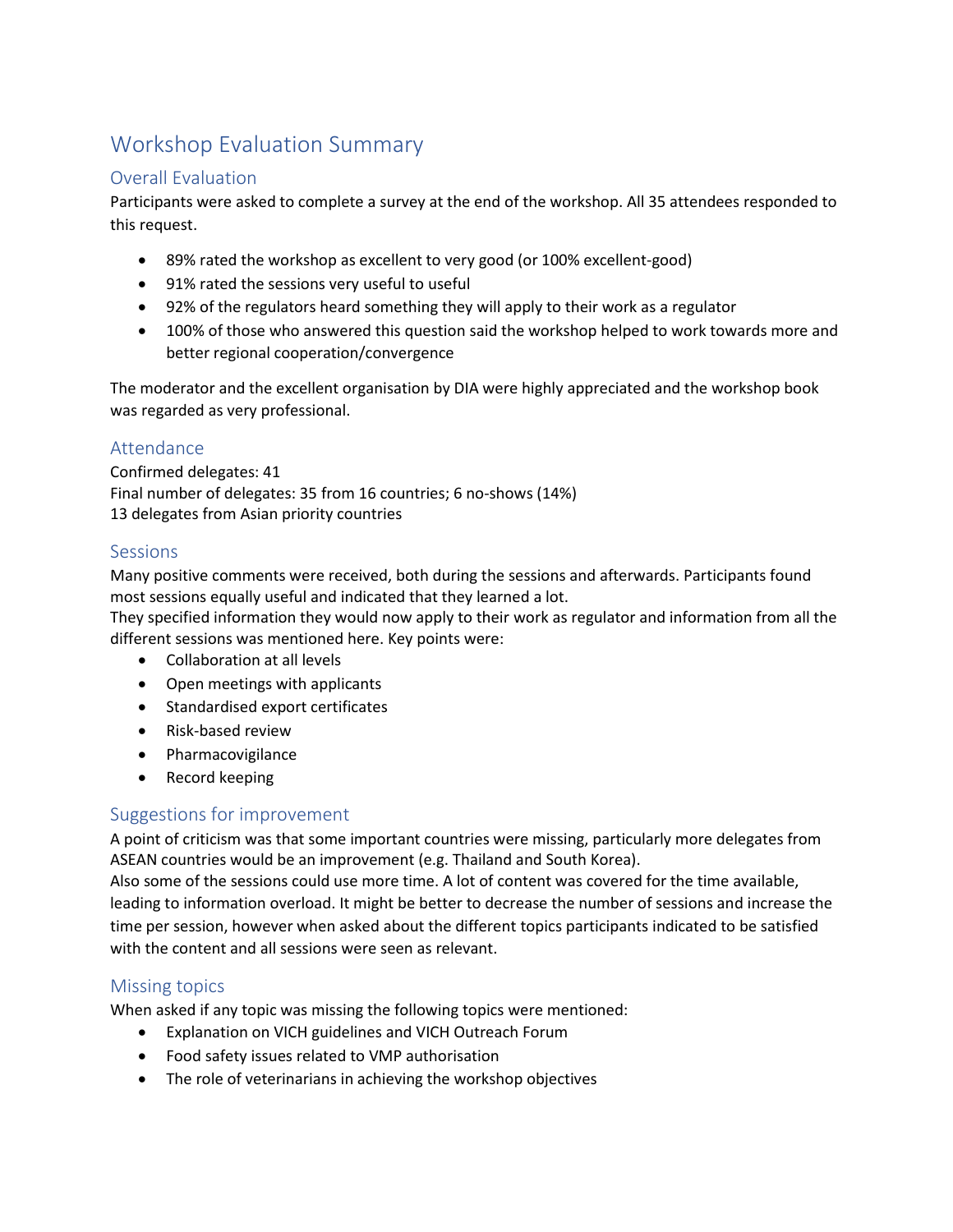# Workshop Evaluation Summary

## Overall Evaluation

Participants were asked to complete a survey at the end of the workshop. All 35 attendees responded to this request.

- 89% rated the workshop as excellent to very good (or 100% excellent-good)
- 91% rated the sessions very useful to useful
- 92% of the regulators heard something they will apply to their work as a regulator
- 100% of those who answered this question said the workshop helped to work towards more and better regional cooperation/convergence

The moderator and the excellent organisation by DIA were highly appreciated and the workshop book was regarded as very professional.

## Attendance

Confirmed delegates: 41
Final number of delegates: 35 from 16 countries; 6 no-shows (14%)
13 delegates from Asian priority countries

## Sessions

Many positive comments were received, both during the sessions and afterwards. Participants found most sessions equally useful and indicated that they learned a lot.
They specified information they would now apply to their work as regulator and information from all the different sessions was mentioned here. Key points were:

- Collaboration at all levels
- Open meetings with applicants
- Standardised export certificates
- Risk-based review
- Pharmacovigilance
- Record keeping

## Suggestions for improvement

A point of criticism was that some important countries were missing, particularly more delegates from ASEAN countries would be an improvement (e.g. Thailand and South Korea).
Also some of the sessions could use more time. A lot of content was covered for the time available, leading to information overload. It might be better to decrease the number of sessions and increase the time per session, however when asked about the different topics participants indicated to be satisfied with the content and all sessions were seen as relevant.

## Missing topics

When asked if any topic was missing the following topics were mentioned:

- Explanation on VICH guidelines and VICH Outreach Forum
- Food safety issues related to VMP authorisation
- The role of veterinarians in achieving the workshop objectives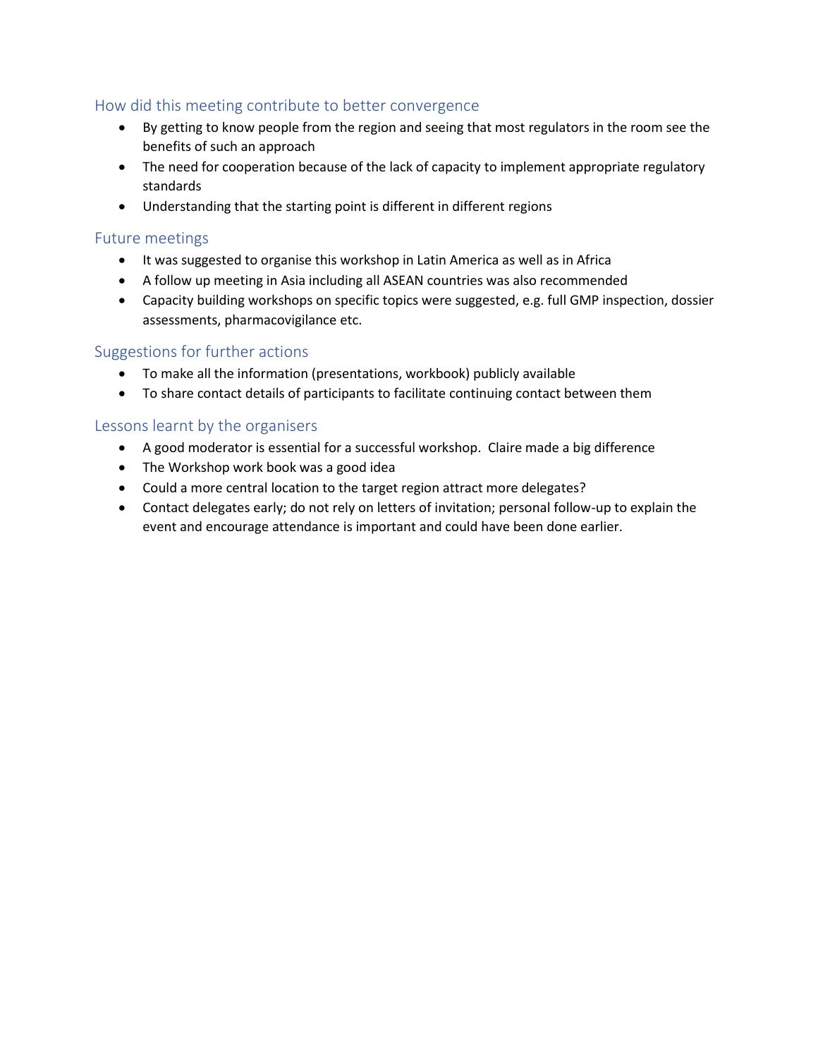## How did this meeting contribute to better convergence

- By getting to know people from the region and seeing that most regulators in the room see the benefits of such an approach
- The need for cooperation because of the lack of capacity to implement appropriate regulatory standards
- Understanding that the starting point is different in different regions

## Future meetings

- It was suggested to organise this workshop in Latin America as well as in Africa
- A follow up meeting in Asia including all ASEAN countries was also recommended
- Capacity building workshops on specific topics were suggested, e.g. full GMP inspection, dossier assessments, pharmacovigilance etc.

## Suggestions for further actions

- To make all the information (presentations, workbook) publicly available
- To share contact details of participants to facilitate continuing contact between them

## Lessons learnt by the organisers

- A good moderator is essential for a successful workshop. Claire made a big difference
- The Workshop work book was a good idea
- Could a more central location to the target region attract more delegates?
- Contact delegates early; do not rely on letters of invitation; personal follow-up to explain the event and encourage attendance is important and could have been done earlier.